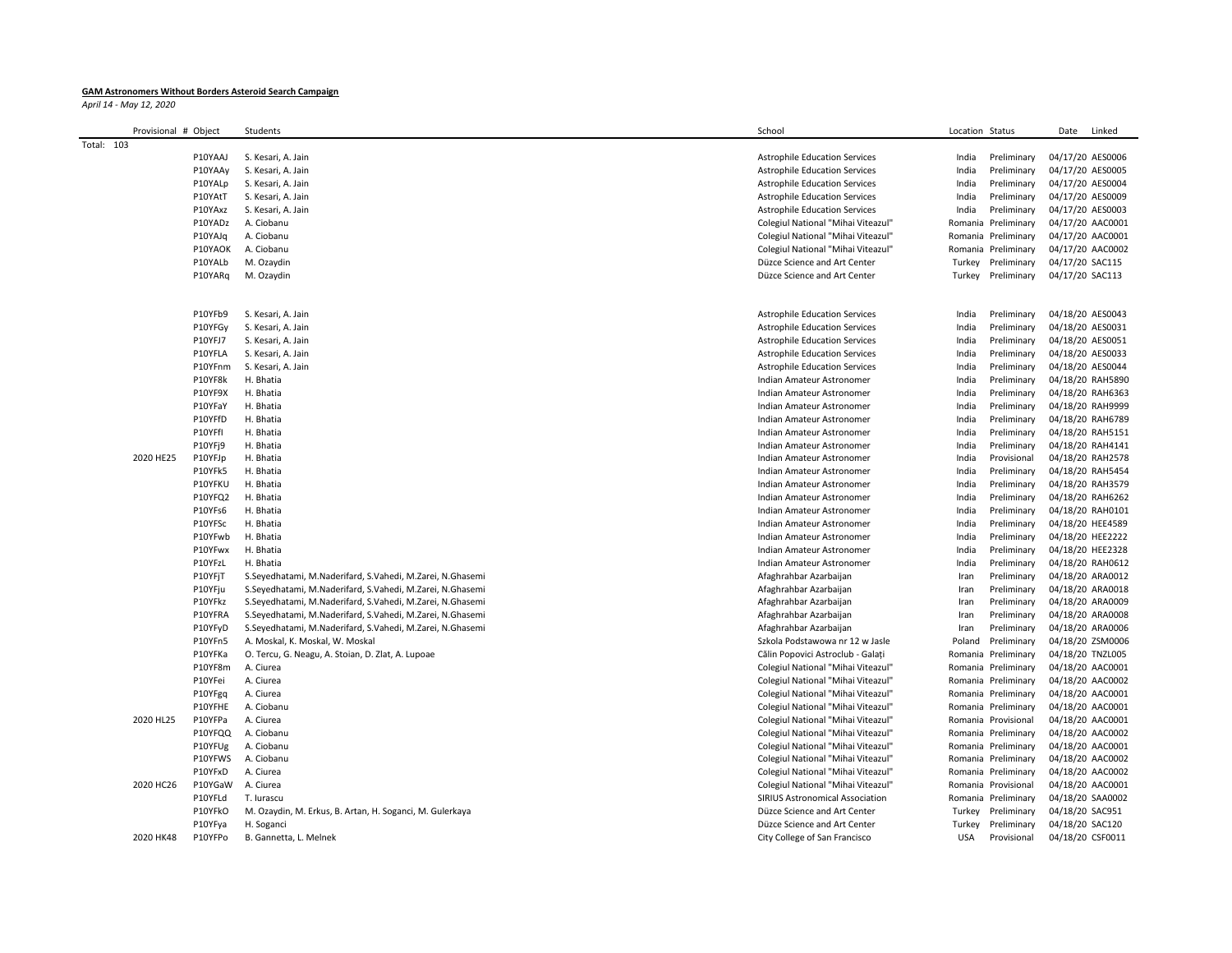**GAM Astronomers Without Borders Asteroid Search Campaign**

*April 14 - May 12, 2020*

| Provisional # | Object | Students | School | Location | Status | Date | Linked |
|---|---|---|---|---|---|---|---|
| Total: 103 | | | | | | | |
| | P10YAAJ | S. Kesari, A. Jain | Astrophile Education Services | India | Preliminary | 04/17/20 | AES0006 |
| | P10YAAy | S. Kesari, A. Jain | Astrophile Education Services | India | Preliminary | 04/17/20 | AES0005 |
| | P10YALp | S. Kesari, A. Jain | Astrophile Education Services | India | Preliminary | 04/17/20 | AES0004 |
| | P10YAtT | S. Kesari, A. Jain | Astrophile Education Services | India | Preliminary | 04/17/20 | AES0009 |
| | P10YAxz | S. Kesari, A. Jain | Astrophile Education Services | India | Preliminary | 04/17/20 | AES0003 |
| | P10YADz | A. Ciobanu | Colegiul National "Mihai Viteazul" | Romania | Preliminary | 04/17/20 | AAC0001 |
| | P10YAJq | A. Ciobanu | Colegiul National "Mihai Viteazul" | Romania | Preliminary | 04/17/20 | AAC0001 |
| | P10YAOK | A. Ciobanu | Colegiul National "Mihai Viteazul" | Romania | Preliminary | 04/17/20 | AAC0002 |
| | P10YALb | M. Ozaydin | Düzce Science and Art Center | Turkey | Preliminary | 04/17/20 | SAC115 |
| | P10YARq | M. Ozaydin | Düzce Science and Art Center | Turkey | Preliminary | 04/17/20 | SAC113 |
| | | | | | | | |
| | P10YFb9 | S. Kesari, A. Jain | Astrophile Education Services | India | Preliminary | 04/18/20 | AES0043 |
| | P10YFGy | S. Kesari, A. Jain | Astrophile Education Services | India | Preliminary | 04/18/20 | AES0031 |
| | P10YFJ7 | S. Kesari, A. Jain | Astrophile Education Services | India | Preliminary | 04/18/20 | AES0051 |
| | P10YFLA | S. Kesari, A. Jain | Astrophile Education Services | India | Preliminary | 04/18/20 | AES0033 |
| | P10YFnm | S. Kesari, A. Jain | Astrophile Education Services | India | Preliminary | 04/18/20 | AES0044 |
| | P10YF8k | H. Bhatia | Indian Amateur Astronomer | India | Preliminary | 04/18/20 | RAH5890 |
| | P10YF9X | H. Bhatia | Indian Amateur Astronomer | India | Preliminary | 04/18/20 | RAH6363 |
| | P10YFaY | H. Bhatia | Indian Amateur Astronomer | India | Preliminary | 04/18/20 | RAH9999 |
| | P10YFfD | H. Bhatia | Indian Amateur Astronomer | India | Preliminary | 04/18/20 | RAH6789 |
| | P10YFfl | H. Bhatia | Indian Amateur Astronomer | India | Preliminary | 04/18/20 | RAH5151 |
| | P10YFj9 | H. Bhatia | Indian Amateur Astronomer | India | Preliminary | 04/18/20 | RAH4141 |
| 2020 HE25 | P10YFJp | H. Bhatia | Indian Amateur Astronomer | India | Provisional | 04/18/20 | RAH2578 |
| | P10YFk5 | H. Bhatia | Indian Amateur Astronomer | India | Preliminary | 04/18/20 | RAH5454 |
| | P10YFKU | H. Bhatia | Indian Amateur Astronomer | India | Preliminary | 04/18/20 | RAH3579 |
| | P10YFQ2 | H. Bhatia | Indian Amateur Astronomer | India | Preliminary | 04/18/20 | RAH6262 |
| | P10YFs6 | H. Bhatia | Indian Amateur Astronomer | India | Preliminary | 04/18/20 | RAH0101 |
| | P10YFSc | H. Bhatia | Indian Amateur Astronomer | India | Preliminary | 04/18/20 | HEE4589 |
| | P10YFwb | H. Bhatia | Indian Amateur Astronomer | India | Preliminary | 04/18/20 | HEE2222 |
| | P10YFwx | H. Bhatia | Indian Amateur Astronomer | India | Preliminary | 04/18/20 | HEE2328 |
| | P10YFzL | H. Bhatia | Indian Amateur Astronomer | India | Preliminary | 04/18/20 | RAH0612 |
| | P10YFjT | S.Seyedhatami, M.Naderifard, S.Vahedi, M.Zarei, N.Ghasemi | Afaghrahbar Azarbaijan | Iran | Preliminary | 04/18/20 | ARA0012 |
| | P10YFju | S.Seyedhatami, M.Naderifard, S.Vahedi, M.Zarei, N.Ghasemi | Afaghrahbar Azarbaijan | Iran | Preliminary | 04/18/20 | ARA0018 |
| | P10YFkz | S.Seyedhatami, M.Naderifard, S.Vahedi, M.Zarei, N.Ghasemi | Afaghrahbar Azarbaijan | Iran | Preliminary | 04/18/20 | ARA0009 |
| | P10YFRA | S.Seyedhatami, M.Naderifard, S.Vahedi, M.Zarei, N.Ghasemi | Afaghrahbar Azarbaijan | Iran | Preliminary | 04/18/20 | ARA0008 |
| | P10YFyD | S.Seyedhatami, M.Naderifard, S.Vahedi, M.Zarei, N.Ghasemi | Afaghrahbar Azarbaijan | Iran | Preliminary | 04/18/20 | ARA0006 |
| | P10YFn5 | A. Moskal, K. Moskal, W. Moskal | Szkola Podstawowa nr 12 w Jasle | Poland | Preliminary | 04/18/20 | ZSM0006 |
| | P10YFKa | O. Tercu, G. Neagu, A. Stoian, D. Zlat, A. Lupoae | Călin Popovici Astroclub - Galați | Romania | Preliminary | 04/18/20 | TNZL005 |
| | P10YF8m | A. Ciurea | Colegiul National "Mihai Viteazul" | Romania | Preliminary | 04/18/20 | AAC0001 |
| | P10YFei | A. Ciurea | Colegiul National "Mihai Viteazul" | Romania | Preliminary | 04/18/20 | AAC0002 |
| | P10YFgq | A. Ciurea | Colegiul National "Mihai Viteazul" | Romania | Preliminary | 04/18/20 | AAC0001 |
| | P10YFHE | A. Ciobanu | Colegiul National "Mihai Viteazul" | Romania | Preliminary | 04/18/20 | AAC0001 |
| 2020 HL25 | P10YFPa | A. Ciurea | Colegiul National "Mihai Viteazul" | Romania | Provisional | 04/18/20 | AAC0001 |
| | P10YFQQ | A. Ciobanu | Colegiul National "Mihai Viteazul" | Romania | Preliminary | 04/18/20 | AAC0002 |
| | P10YFUg | A. Ciobanu | Colegiul National "Mihai Viteazul" | Romania | Preliminary | 04/18/20 | AAC0001 |
| | P10YFWS | A. Ciobanu | Colegiul National "Mihai Viteazul" | Romania | Preliminary | 04/18/20 | AAC0002 |
| | P10YFxD | A. Ciurea | Colegiul National "Mihai Viteazul" | Romania | Preliminary | 04/18/20 | AAC0002 |
| 2020 HC26 | P10YGaW | A. Ciurea | Colegiul National "Mihai Viteazul" | Romania | Provisional | 04/18/20 | AAC0001 |
| | P10YFLd | T. Iurascu | SIRIUS Astronomical Association | Romania | Preliminary | 04/18/20 | SAA0002 |
| | P10YFkO | M. Ozaydin, M. Erkus, B. Artan, H. Soganci, M. Gulerkaya | Düzce Science and Art Center | Turkey | Preliminary | 04/18/20 | SAC951 |
| | P10YFya | H. Soganci | Düzce Science and Art Center | Turkey | Preliminary | 04/18/20 | SAC120 |
| 2020 HK48 | P10YFPo | B. Gannetta, L. Melnek | City College of San Francisco | USA | Provisional | 04/18/20 | CSF0011 |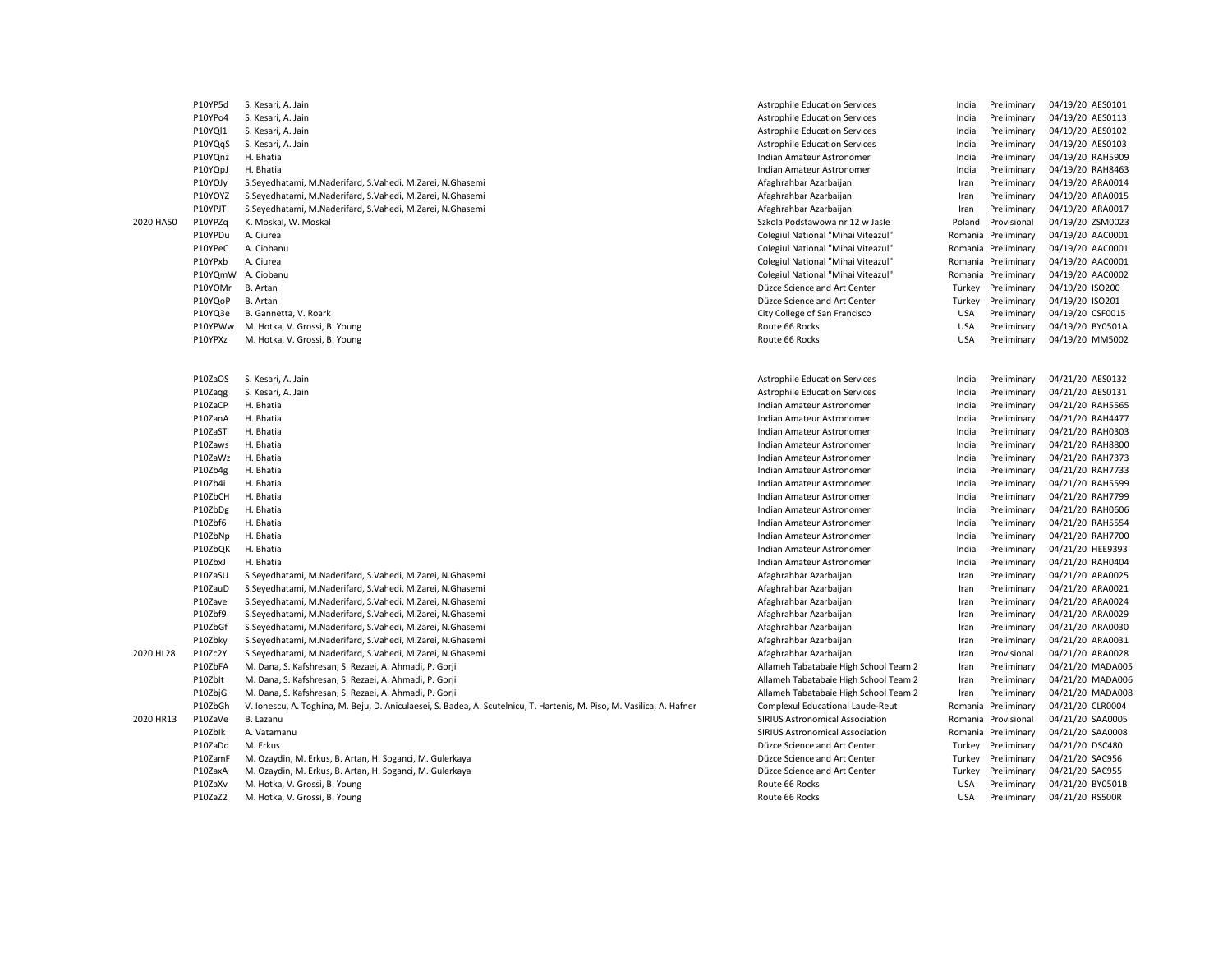| | | | | | | | |
|---|---|---|---|---|---|---|---|
| | P10YP5d | S. Kesari, A. Jain | Astrophile Education Services | India | Preliminary | 04/19/20 | AES0101 |
| | P10YPo4 | S. Kesari, A. Jain | Astrophile Education Services | India | Preliminary | 04/19/20 | AES0113 |
| | P10YQl1 | S. Kesari, A. Jain | Astrophile Education Services | India | Preliminary | 04/19/20 | AES0102 |
| | P10YQqS | S. Kesari, A. Jain | Astrophile Education Services | India | Preliminary | 04/19/20 | AES0103 |
| | P10YQnz | H. Bhatia | Indian Amateur Astronomer | India | Preliminary | 04/19/20 | RAH5909 |
| | P10YQpJ | H. Bhatia | Indian Amateur Astronomer | India | Preliminary | 04/19/20 | RAH8463 |
| | P10YOJy | S.Seyedhatami, M.Naderifard, S.Vahedi, M.Zarei, N.Ghasemi | Afaghrahbar Azarbaijan | Iran | Preliminary | 04/19/20 | ARA0014 |
| | P10YOYZ | S.Seyedhatami, M.Naderifard, S.Vahedi, M.Zarei, N.Ghasemi | Afaghrahbar Azarbaijan | Iran | Preliminary | 04/19/20 | ARA0015 |
| | P10YPJT | S.Seyedhatami, M.Naderifard, S.Vahedi, M.Zarei, N.Ghasemi | Afaghrahbar Azarbaijan | Iran | Preliminary | 04/19/20 | ARA0017 |
| 2020 HA50 | P10YPZq | K. Moskal, W. Moskal | Szkola Podstawowa nr 12 w Jasle | Poland | Provisional | 04/19/20 | ZSM0023 |
| | P10YPDu | A. Ciurea | Colegiul National "Mihai Viteazul" | Romania | Preliminary | 04/19/20 | AAC0001 |
| | P10YPeC | A. Ciobanu | Colegiul National "Mihai Viteazul" | Romania | Preliminary | 04/19/20 | AAC0001 |
| | P10YPxb | A. Ciurea | Colegiul National "Mihai Viteazul" | Romania | Preliminary | 04/19/20 | AAC0001 |
| | P10YQmW | A. Ciobanu | Colegiul National "Mihai Viteazul" | Romania | Preliminary | 04/19/20 | AAC0002 |
| | P10YOMr | B. Artan | Düzce Science and Art Center | Turkey | Preliminary | 04/19/20 | ISO200 |
| | P10YQoP | B. Artan | Düzce Science and Art Center | Turkey | Preliminary | 04/19/20 | ISO201 |
| | P10YQ3e | B. Gannetta, V. Roark | City College of San Francisco | USA | Preliminary | 04/19/20 | CSF0015 |
| | P10YPWw | M. Hotka, V. Grossi, B. Young | Route 66 Rocks | USA | Preliminary | 04/19/20 | BY0501A |
| | P10YPXz | M. Hotka, V. Grossi, B. Young | Route 66 Rocks | USA | Preliminary | 04/19/20 | MM5002 |
| | | | | | | | |
| | P10ZaOS | S. Kesari, A. Jain | Astrophile Education Services | India | Preliminary | 04/21/20 | AES0132 |
| | P10Zaqg | S. Kesari, A. Jain | Astrophile Education Services | India | Preliminary | 04/21/20 | AES0131 |
| | P10ZaCP | H. Bhatia | Indian Amateur Astronomer | India | Preliminary | 04/21/20 | RAH5565 |
| | P10ZanA | H. Bhatia | Indian Amateur Astronomer | India | Preliminary | 04/21/20 | RAH4477 |
| | P10ZaST | H. Bhatia | Indian Amateur Astronomer | India | Preliminary | 04/21/20 | RAH0303 |
| | P10Zaws | H. Bhatia | Indian Amateur Astronomer | India | Preliminary | 04/21/20 | RAH8800 |
| | P10ZaWz | H. Bhatia | Indian Amateur Astronomer | India | Preliminary | 04/21/20 | RAH7373 |
| | P10Zb4g | H. Bhatia | Indian Amateur Astronomer | India | Preliminary | 04/21/20 | RAH7733 |
| | P10Zb4i | H. Bhatia | Indian Amateur Astronomer | India | Preliminary | 04/21/20 | RAH5599 |
| | P10ZbCH | H. Bhatia | Indian Amateur Astronomer | India | Preliminary | 04/21/20 | RAH7799 |
| | P10ZbDg | H. Bhatia | Indian Amateur Astronomer | India | Preliminary | 04/21/20 | RAH0606 |
| | P10Zbf6 | H. Bhatia | Indian Amateur Astronomer | India | Preliminary | 04/21/20 | RAH5554 |
| | P10ZbNp | H. Bhatia | Indian Amateur Astronomer | India | Preliminary | 04/21/20 | RAH7700 |
| | P10ZbQK | H. Bhatia | Indian Amateur Astronomer | India | Preliminary | 04/21/20 | HEE9393 |
| | P10ZbxJ | H. Bhatia | Indian Amateur Astronomer | India | Preliminary | 04/21/20 | RAH0404 |
| | P10ZaSU | S.Seyedhatami, M.Naderifard, S.Vahedi, M.Zarei, N.Ghasemi | Afaghrahbar Azarbaijan | Iran | Preliminary | 04/21/20 | ARA0025 |
| | P10ZauD | S.Seyedhatami, M.Naderifard, S.Vahedi, M.Zarei, N.Ghasemi | Afaghrahbar Azarbaijan | Iran | Preliminary | 04/21/20 | ARA0021 |
| | P10Zave | S.Seyedhatami, M.Naderifard, S.Vahedi, M.Zarei, N.Ghasemi | Afaghrahbar Azarbaijan | Iran | Preliminary | 04/21/20 | ARA0024 |
| | P10Zbf9 | S.Seyedhatami, M.Naderifard, S.Vahedi, M.Zarei, N.Ghasemi | Afaghrahbar Azarbaijan | Iran | Preliminary | 04/21/20 | ARA0029 |
| | P10ZbGf | S.Seyedhatami, M.Naderifard, S.Vahedi, M.Zarei, N.Ghasemi | Afaghrahbar Azarbaijan | Iran | Preliminary | 04/21/20 | ARA0030 |
| | P10Zbky | S.Seyedhatami, M.Naderifard, S.Vahedi, M.Zarei, N.Ghasemi | Afaghrahbar Azarbaijan | Iran | Preliminary | 04/21/20 | ARA0031 |
| 2020 HL28 | P10Zc2Y | S.Seyedhatami, M.Naderifard, S.Vahedi, M.Zarei, N.Ghasemi | Afaghrahbar Azarbaijan | Iran | Provisional | 04/21/20 | ARA0028 |
| | P10ZbFA | M. Dana, S. Kafshresan, S. Rezaei, A. Ahmadi, P. Gorji | Allameh Tabatabaie High School Team 2 | Iran | Preliminary | 04/21/20 | MADA005 |
| | P10ZbIt | M. Dana, S. Kafshresan, S. Rezaei, A. Ahmadi, P. Gorji | Allameh Tabatabaie High School Team 2 | Iran | Preliminary | 04/21/20 | MADA006 |
| | P10ZbjG | M. Dana, S. Kafshresan, S. Rezaei, A. Ahmadi, P. Gorji | Allameh Tabatabaie High School Team 2 | Iran | Preliminary | 04/21/20 | MADA008 |
| | P10ZbGh | V. Ionescu, A. Toghina, M. Beju, D. Aniculaesei, S. Badea, A. Scutelnicu, T. Hartenis, M. Piso, M. Vasilica, A. Hafner | Complexul Educational Laude-Reut | Romania | Preliminary | 04/21/20 | CLR0004 |
| 2020 HR13 | P10ZaVe | B. Lazanu | SIRIUS Astronomical Association | Romania | Provisional | 04/21/20 | SAA0005 |
| | P10ZbIk | A. Vatamanu | SIRIUS Astronomical Association | Romania | Preliminary | 04/21/20 | SAA0008 |
| | P10ZaDd | M. Erkus | Düzce Science and Art Center | Turkey | Preliminary | 04/21/20 | DSC480 |
| | P10ZamF | M. Ozaydin, M. Erkus, B. Artan, H. Soganci, M. Gulerkaya | Düzce Science and Art Center | Turkey | Preliminary | 04/21/20 | SAC956 |
| | P10ZaxA | M. Ozaydin, M. Erkus, B. Artan, H. Soganci, M. Gulerkaya | Düzce Science and Art Center | Turkey | Preliminary | 04/21/20 | SAC955 |
| | P10ZaXv | M. Hotka, V. Grossi, B. Young | Route 66 Rocks | USA | Preliminary | 04/21/20 | BY0501B |
| | P10ZaZ2 | M. Hotka, V. Grossi, B. Young | Route 66 Rocks | USA | Preliminary | 04/21/20 | RS500R |